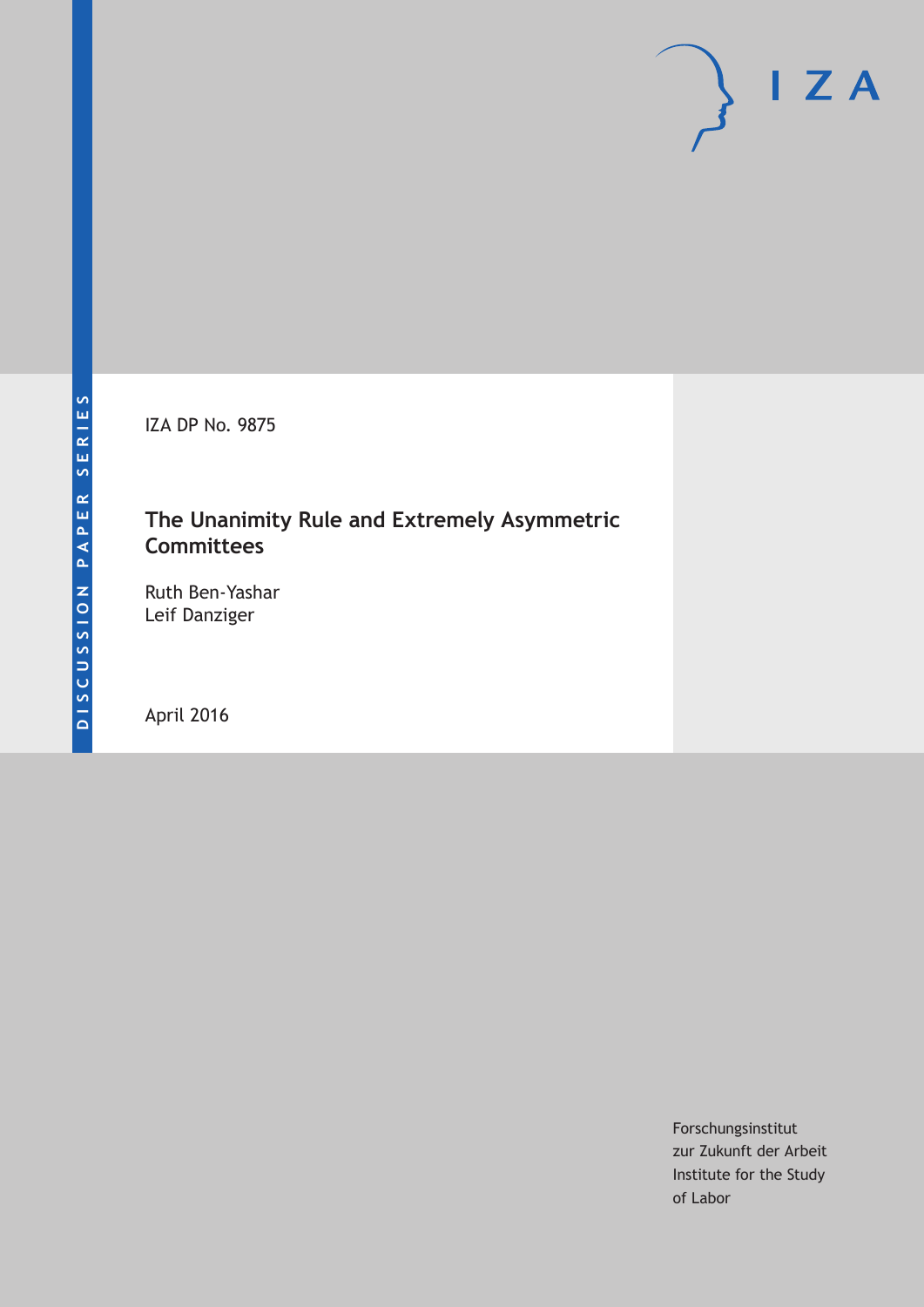DISCUSSION PAPER SERIES

IZA

IZA DP No. 9875

# The Unanimity Rule and Extremely Asymmetric Committees

Ruth Ben-Yashar
Leif Danziger

April 2016

Forschungsinstitut
zur Zukunft der Arbeit
Institute for the Study
of Labor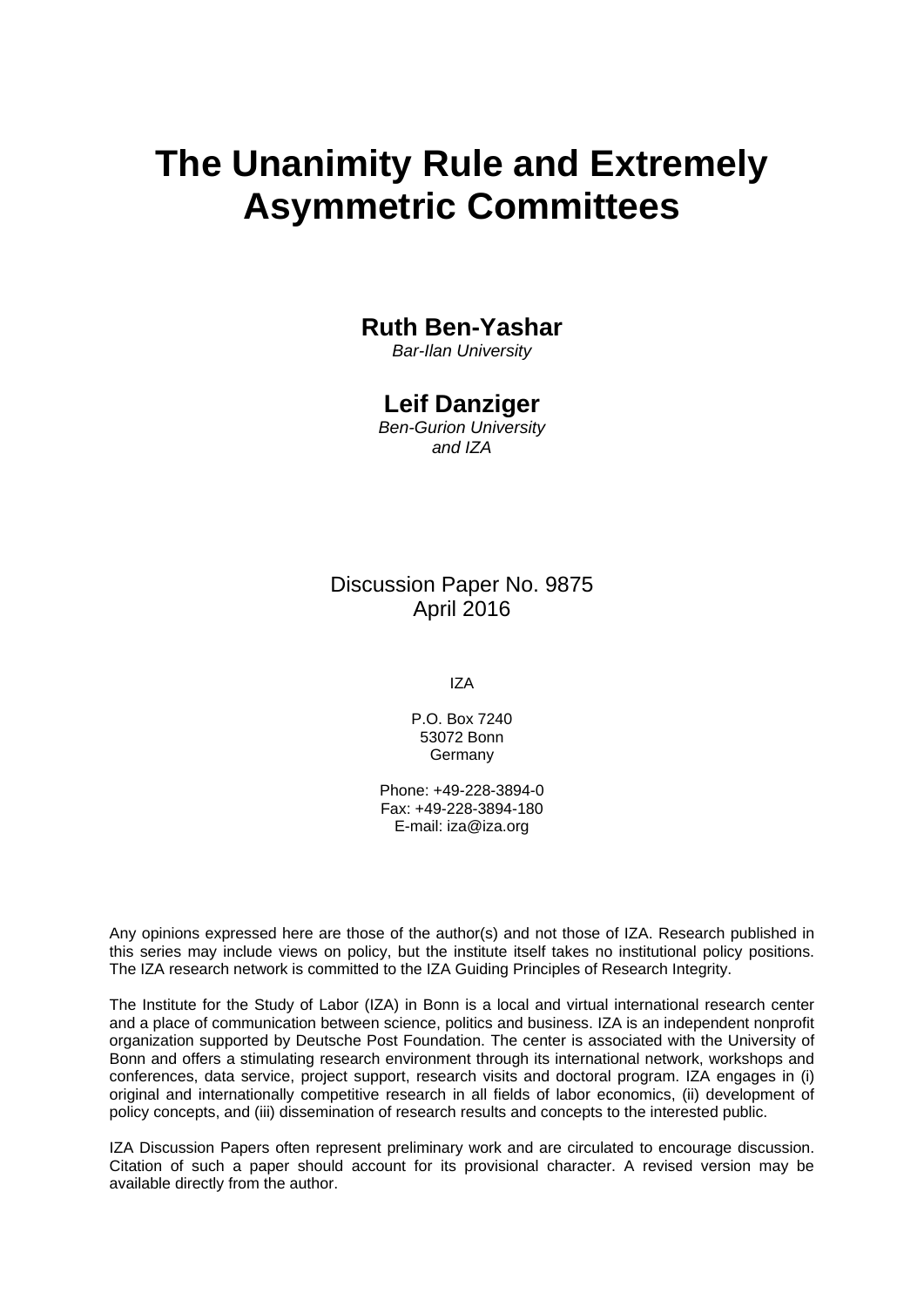# The Unanimity Rule and Extremely Asymmetric Committees

**Ruth Ben-Yashar**
*Bar-Ilan University*

**Leif Danziger**
*Ben-Gurion University and IZA*

Discussion Paper No. 9875
April 2016

IZA

P.O. Box 7240
53072 Bonn
Germany

Phone: +49-228-3894-0
Fax: +49-228-3894-180
E-mail: iza@iza.org

Any opinions expressed here are those of the author(s) and not those of IZA. Research published in this series may include views on policy, but the institute itself takes no institutional policy positions. The IZA research network is committed to the IZA Guiding Principles of Research Integrity.

The Institute for the Study of Labor (IZA) in Bonn is a local and virtual international research center and a place of communication between science, politics and business. IZA is an independent nonprofit organization supported by Deutsche Post Foundation. The center is associated with the University of Bonn and offers a stimulating research environment through its international network, workshops and conferences, data service, project support, research visits and doctoral program. IZA engages in (i) original and internationally competitive research in all fields of labor economics, (ii) development of policy concepts, and (iii) dissemination of research results and concepts to the interested public.

IZA Discussion Papers often represent preliminary work and are circulated to encourage discussion. Citation of such a paper should account for its provisional character. A revised version may be available directly from the author.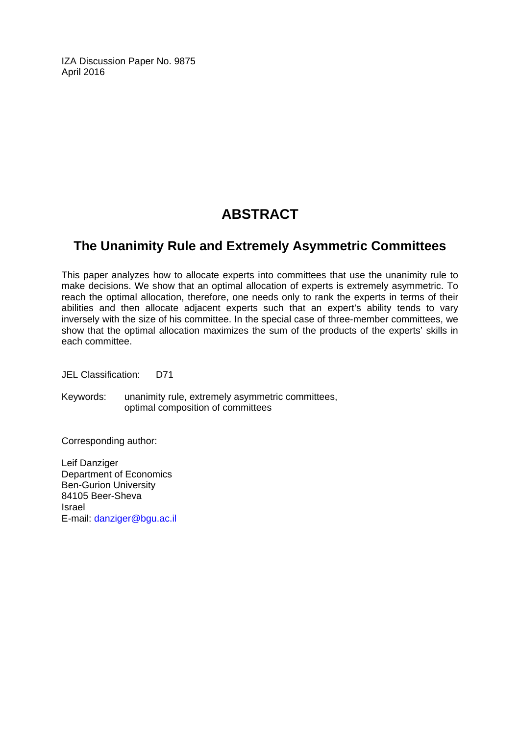IZA Discussion Paper No. 9875
April 2016

# ABSTRACT

## The Unanimity Rule and Extremely Asymmetric Committees

This paper analyzes how to allocate experts into committees that use the unanimity rule to make decisions. We show that an optimal allocation of experts is extremely asymmetric. To reach the optimal allocation, therefore, one needs only to rank the experts in terms of their abilities and then allocate adjacent experts such that an expert's ability tends to vary inversely with the size of his committee. In the special case of three-member committees, we show that the optimal allocation maximizes the sum of the products of the experts' skills in each committee.

JEL Classification: D71

Keywords: unanimity rule, extremely asymmetric committees, optimal composition of committees

Corresponding author:

Leif Danziger
Department of Economics
Ben-Gurion University
84105 Beer-Sheva
Israel
E-mail: danziger@bgu.ac.il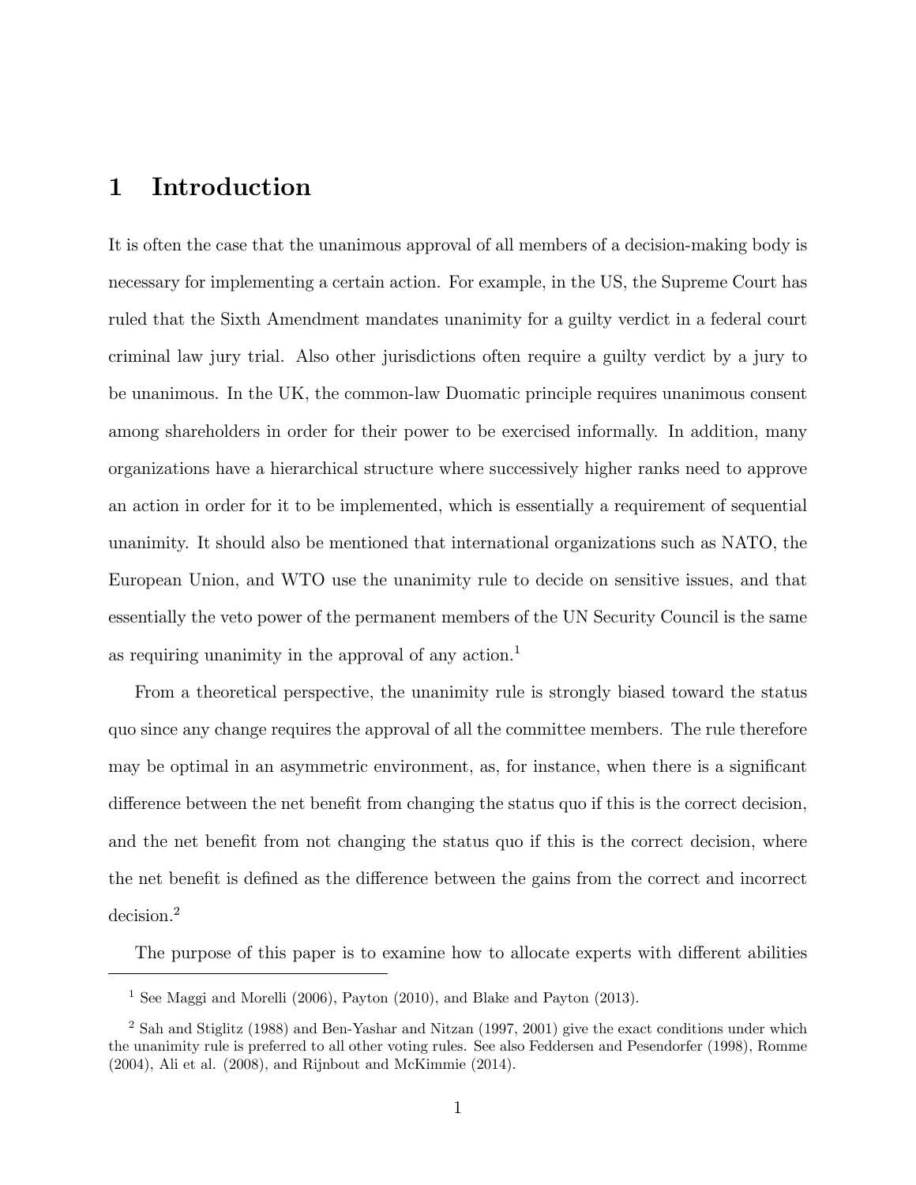# 1 Introduction

It is often the case that the unanimous approval of all members of a decision-making body is necessary for implementing a certain action. For example, in the US, the Supreme Court has ruled that the Sixth Amendment mandates unanimity for a guilty verdict in a federal court criminal law jury trial. Also other jurisdictions often require a guilty verdict by a jury to be unanimous. In the UK, the common-law Duomatic principle requires unanimous consent among shareholders in order for their power to be exercised informally. In addition, many organizations have a hierarchical structure where successively higher ranks need to approve an action in order for it to be implemented, which is essentially a requirement of sequential unanimity. It should also be mentioned that international organizations such as NATO, the European Union, and WTO use the unanimity rule to decide on sensitive issues, and that essentially the veto power of the permanent members of the UN Security Council is the same as requiring unanimity in the approval of any action.[1]

From a theoretical perspective, the unanimity rule is strongly biased toward the status quo since any change requires the approval of all the committee members. The rule therefore may be optimal in an asymmetric environment, as, for instance, when there is a significant difference between the net benefit from changing the status quo if this is the correct decision, and the net benefit from not changing the status quo if this is the correct decision, where the net benefit is defined as the difference between the gains from the correct and incorrect decision.[2]

The purpose of this paper is to examine how to allocate experts with different abilities

---

[1] See Maggi and Morelli (2006), Payton (2010), and Blake and Payton (2013).

[2] Sah and Stiglitz (1988) and Ben-Yashar and Nitzan (1997, 2001) give the exact conditions under which the unanimity rule is preferred to all other voting rules. See also Feddersen and Pesendorfer (1998), Romme (2004), Ali et al. (2008), and Rijnbout and McKimmie (2014).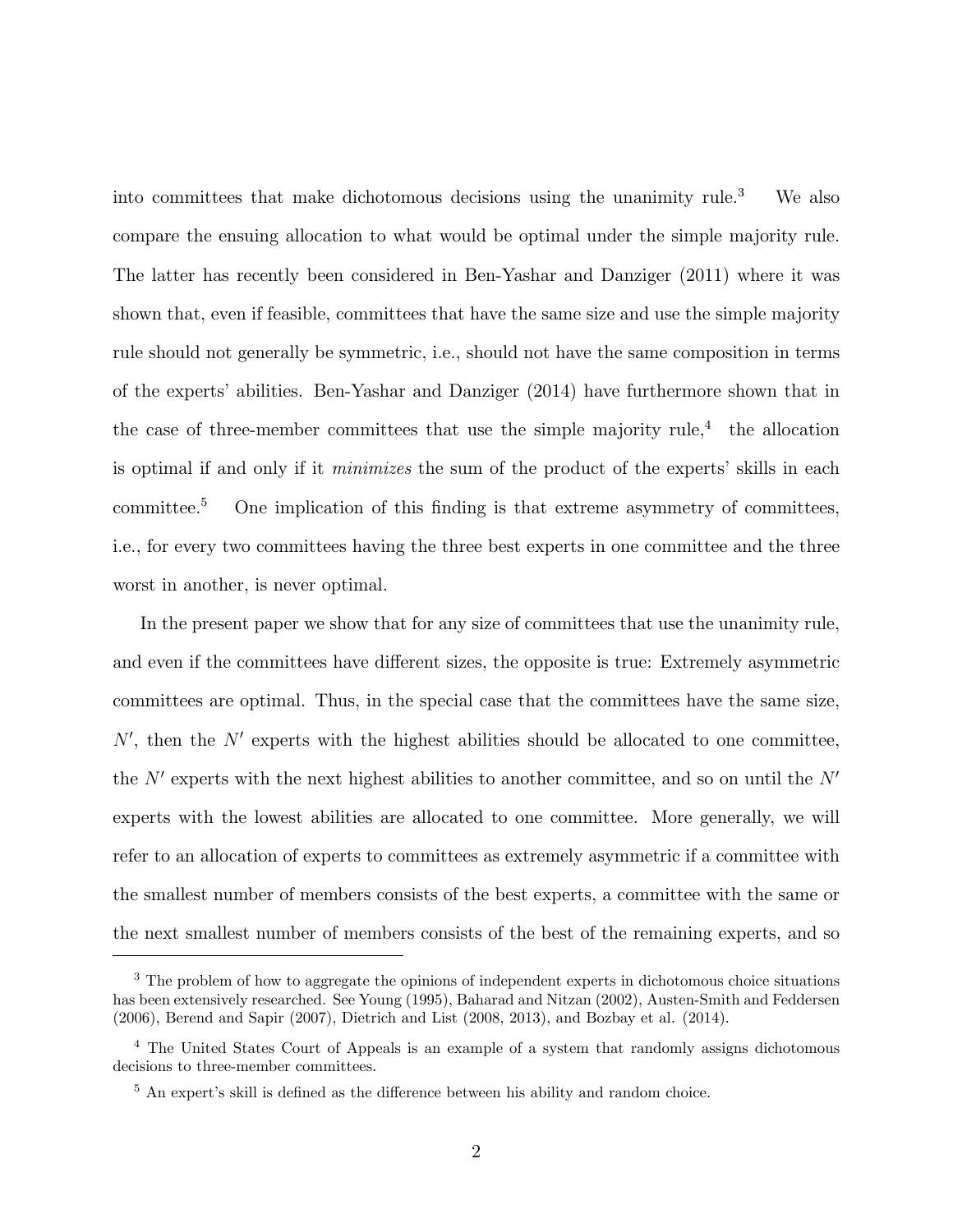into committees that make dichotomous decisions using the unanimity rule.[3] We also compare the ensuing allocation to what would be optimal under the simple majority rule. The latter has recently been considered in Ben-Yashar and Danziger (2011) where it was shown that, even if feasible, committees that have the same size and use the simple majority rule should not generally be symmetric, i.e., should not have the same composition in terms of the experts' abilities. Ben-Yashar and Danziger (2014) have furthermore shown that in the case of three-member committees that use the simple majority rule,[4] the allocation is optimal if and only if it *minimizes* the sum of the product of the experts' skills in each committee.[5] One implication of this finding is that extreme asymmetry of committees, i.e., for every two committees having the three best experts in one committee and the three worst in another, is never optimal.

In the present paper we show that for any size of committees that use the unanimity rule, and even if the committees have different sizes, the opposite is true: Extremely asymmetric committees are optimal. Thus, in the special case that the committees have the same size, $N'$, then the $N'$ experts with the highest abilities should be allocated to one committee, the $N'$ experts with the next highest abilities to another committee, and so on until the $N'$ experts with the lowest abilities are allocated to one committee. More generally, we will refer to an allocation of experts to committees as extremely asymmetric if a committee with the smallest number of members consists of the best experts, a committee with the same or the next smallest number of members consists of the best of the remaining experts, and so

[3] The problem of how to aggregate the opinions of independent experts in dichotomous choice situations has been extensively researched. See Young (1995), Baharad and Nitzan (2002), Austen-Smith and Feddersen (2006), Berend and Sapir (2007), Dietrich and List (2008, 2013), and Bozbay et al. (2014).

[4] The United States Court of Appeals is an example of a system that randomly assigns dichotomous decisions to three-member committees.

[5] An expert's skill is defined as the difference between his ability and random choice.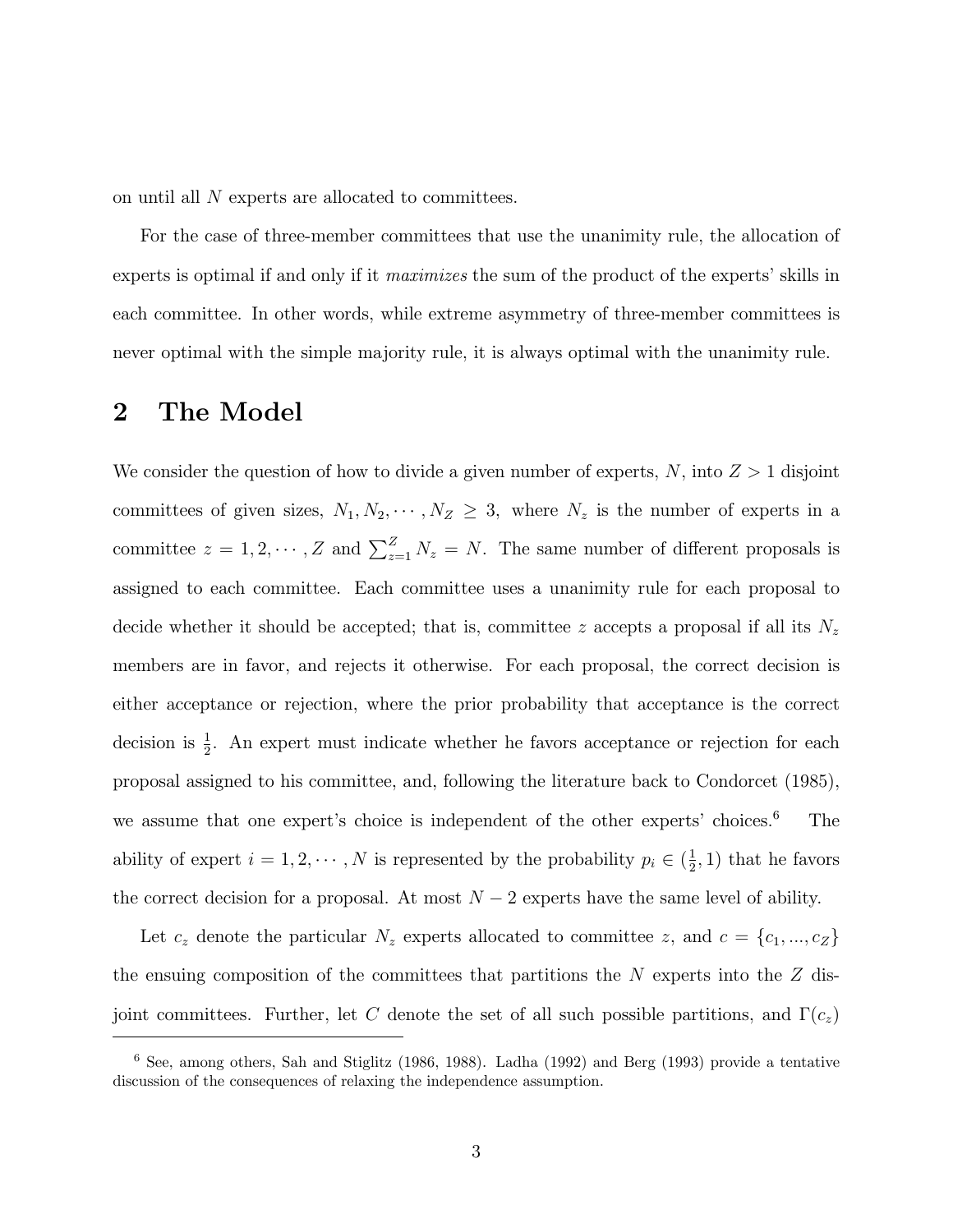on until all $N$ experts are allocated to committees.

For the case of three-member committees that use the unanimity rule, the allocation of experts is optimal if and only if it *maximizes* the sum of the product of the experts' skills in each committee. In other words, while extreme asymmetry of three-member committees is never optimal with the simple majority rule, it is always optimal with the unanimity rule.

# 2 The Model

We consider the question of how to divide a given number of experts, $N$, into $Z > 1$ disjoint committees of given sizes, $N_1, N_2, \cdots, N_Z \geq 3$, where $N_z$ is the number of experts in a committee $z = 1, 2, \cdots, Z$ and $\sum_{z=1}^{Z} N_z = N$. The same number of different proposals is assigned to each committee. Each committee uses a unanimity rule for each proposal to decide whether it should be accepted; that is, committee $z$ accepts a proposal if all its $N_z$ members are in favor, and rejects it otherwise. For each proposal, the correct decision is either acceptance or rejection, where the prior probability that acceptance is the correct decision is $\frac{1}{2}$. An expert must indicate whether he favors acceptance or rejection for each proposal assigned to his committee, and, following the literature back to Condorcet (1985), we assume that one expert's choice is independent of the other experts' choices.[6] The ability of expert $i = 1, 2, \cdots, N$ is represented by the probability $p_i \in (\frac{1}{2}, 1)$ that he favors the correct decision for a proposal. At most $N - 2$ experts have the same level of ability.

Let $c_z$ denote the particular $N_z$ experts allocated to committee $z$, and $c = \{c_1, ..., c_Z\}$ the ensuing composition of the committees that partitions the $N$ experts into the $Z$ disjoint committees. Further, let $C$ denote the set of all such possible partitions, and $\Gamma(c_z)$

[6] See, among others, Sah and Stiglitz (1986, 1988). Ladha (1992) and Berg (1993) provide a tentative discussion of the consequences of relaxing the independence assumption.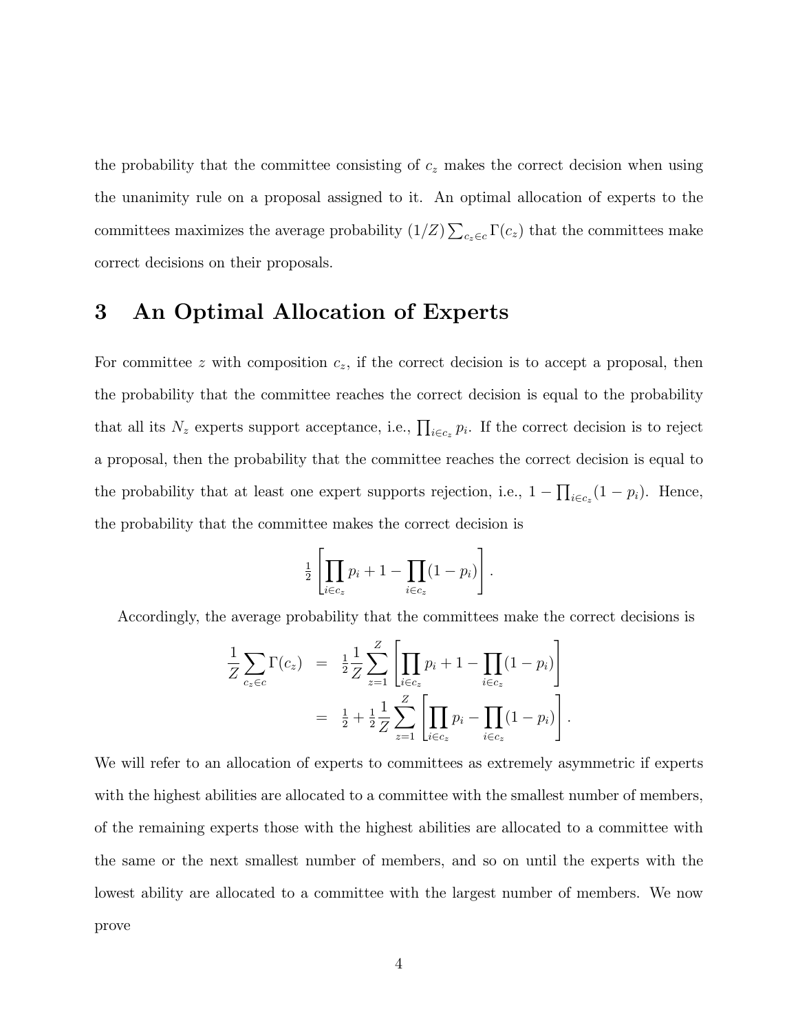the probability that the committee consisting of $c_z$ makes the correct decision when using the unanimity rule on a proposal assigned to it. An optimal allocation of experts to the committees maximizes the average probability $(1/Z)\sum_{c_z \in c}\Gamma(c_z)$ that the committees make correct decisions on their proposals.

# 3 An Optimal Allocation of Experts

For committee $z$ with composition $c_z$, if the correct decision is to accept a proposal, then the probability that the committee reaches the correct decision is equal to the probability that all its $N_z$ experts support acceptance, i.e., $\prod_{i \in c_z} p_i$. If the correct decision is to reject a proposal, then the probability that the committee reaches the correct decision is equal to the probability that at least one expert supports rejection, i.e., $1 - \prod_{i \in c_z}(1 - p_i)$. Hence, the probability that the committee makes the correct decision is

$$\tfrac{1}{2}\left[\prod_{i \in c_z} p_i + 1 - \prod_{i \in c_z}(1 - p_i)\right].$$

Accordingly, the average probability that the committees make the correct decisions is

$$\begin{aligned}
\frac{1}{Z}\sum_{c_z \in c}\Gamma(c_z) &= \tfrac{1}{2}\frac{1}{Z}\sum_{z=1}^{Z}\left[\prod_{i \in c_z} p_i + 1 - \prod_{i \in c_z}(1 - p_i)\right] \\
&= \tfrac{1}{2} + \tfrac{1}{2}\frac{1}{Z}\sum_{z=1}^{Z}\left[\prod_{i \in c_z} p_i - \prod_{i \in c_z}(1 - p_i)\right].
\end{aligned}$$

We will refer to an allocation of experts to committees as extremely asymmetric if experts with the highest abilities are allocated to a committee with the smallest number of members, of the remaining experts those with the highest abilities are allocated to a committee with the same or the next smallest number of members, and so on until the experts with the lowest ability are allocated to a committee with the largest number of members. We now prove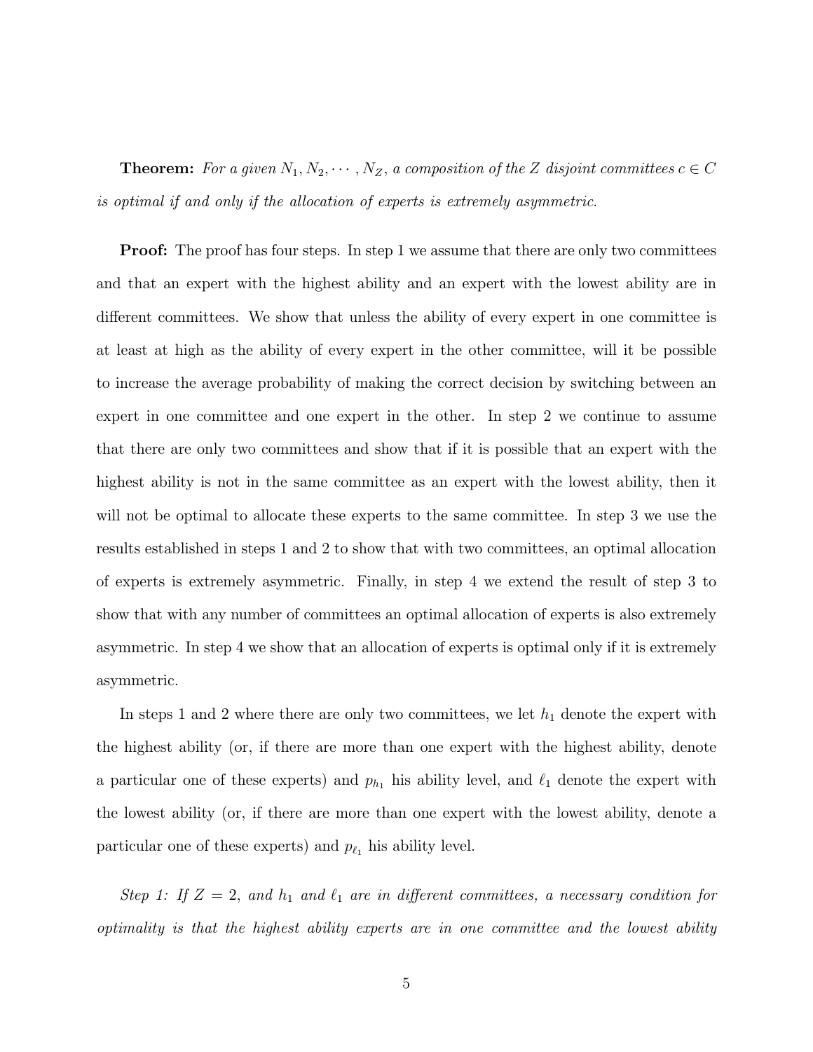**Theorem:** *For a given $N_1, N_2, \cdots, N_Z$, a composition of the $Z$ disjoint committees $c \in C$ is optimal if and only if the allocation of experts is extremely asymmetric.*

**Proof:** The proof has four steps. In step 1 we assume that there are only two committees and that an expert with the highest ability and an expert with the lowest ability are in different committees. We show that unless the ability of every expert in one committee is at least at high as the ability of every expert in the other committee, will it be possible to increase the average probability of making the correct decision by switching between an expert in one committee and one expert in the other. In step 2 we continue to assume that there are only two committees and show that if it is possible that an expert with the highest ability is not in the same committee as an expert with the lowest ability, then it will not be optimal to allocate these experts to the same committee. In step 3 we use the results established in steps 1 and 2 to show that with two committees, an optimal allocation of experts is extremely asymmetric. Finally, in step 4 we extend the result of step 3 to show that with any number of committees an optimal allocation of experts is also extremely asymmetric. In step 4 we show that an allocation of experts is optimal only if it is extremely asymmetric.

In steps 1 and 2 where there are only two committees, we let $h_1$ denote the expert with the highest ability (or, if there are more than one expert with the highest ability, denote a particular one of these experts) and $p_{h_1}$ his ability level, and $\ell_1$ denote the expert with the lowest ability (or, if there are more than one expert with the lowest ability, denote a particular one of these experts) and $p_{\ell_1}$ his ability level.

*Step 1: If $Z = 2$, and $h_1$ and $\ell_1$ are in different committees, a necessary condition for optimality is that the highest ability experts are in one committee and the lowest ability*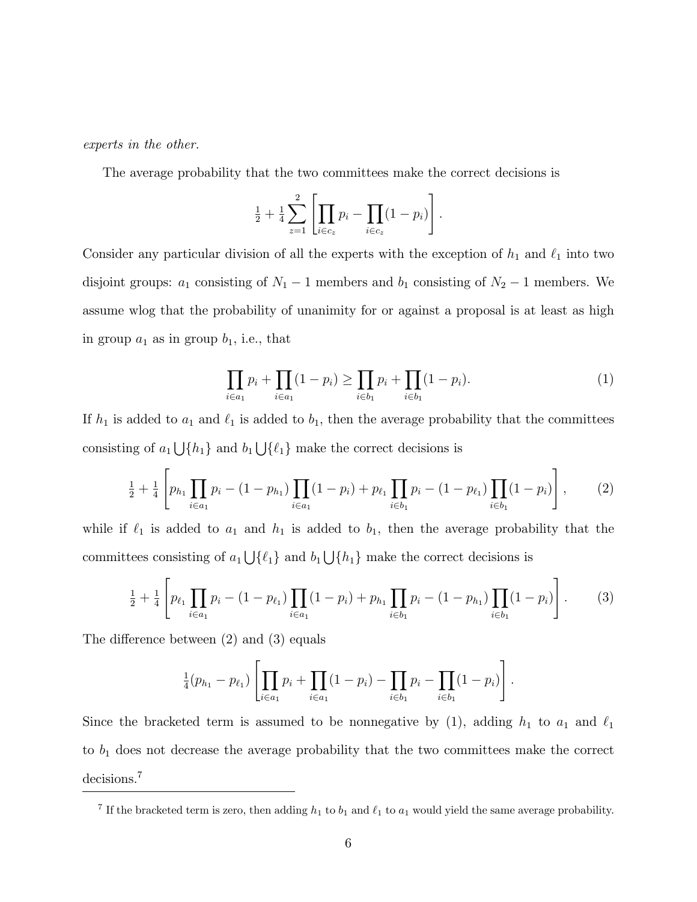*experts in the other.*

The average probability that the two committees make the correct decisions is

$$\tfrac{1}{2} + \tfrac{1}{4} \sum_{z=1}^{2} \left[ \prod_{i \in c_z} p_i - \prod_{i \in c_z} (1 - p_i) \right].$$

Consider any particular division of all the experts with the exception of $h_1$ and $\ell_1$ into two disjoint groups: $a_1$ consisting of $N_1 - 1$ members and $b_1$ consisting of $N_2 - 1$ members. We assume wlog that the probability of unanimity for or against a proposal is at least as high in group $a_1$ as in group $b_1$, i.e., that

$$\prod_{i \in a_1} p_i + \prod_{i \in a_1} (1 - p_i) \geq \prod_{i \in b_1} p_i + \prod_{i \in b_1} (1 - p_i). \tag{1}$$

If $h_1$ is added to $a_1$ and $\ell_1$ is added to $b_1$, then the average probability that the committees consisting of $a_1 \bigcup \{h_1\}$ and $b_1 \bigcup \{\ell_1\}$ make the correct decisions is

$$\tfrac{1}{2} + \tfrac{1}{4} \left[ p_{h_1} \prod_{i \in a_1} p_i - (1 - p_{h_1}) \prod_{i \in a_1} (1 - p_i) + p_{\ell_1} \prod_{i \in b_1} p_i - (1 - p_{\ell_1}) \prod_{i \in b_1} (1 - p_i) \right], \tag{2}$$

while if $\ell_1$ is added to $a_1$ and $h_1$ is added to $b_1$, then the average probability that the committees consisting of $a_1 \bigcup \{\ell_1\}$ and $b_1 \bigcup \{h_1\}$ make the correct decisions is

$$\tfrac{1}{2} + \tfrac{1}{4} \left[ p_{\ell_1} \prod_{i \in a_1} p_i - (1 - p_{\ell_1}) \prod_{i \in a_1} (1 - p_i) + p_{h_1} \prod_{i \in b_1} p_i - (1 - p_{h_1}) \prod_{i \in b_1} (1 - p_i) \right]. \tag{3}$$

The difference between (2) and (3) equals

$$\tfrac{1}{4}(p_{h_1} - p_{\ell_1}) \left[ \prod_{i \in a_1} p_i + \prod_{i \in a_1} (1 - p_i) - \prod_{i \in b_1} p_i - \prod_{i \in b_1} (1 - p_i) \right].$$

Since the bracketed term is assumed to be nonnegative by (1), adding $h_1$ to $a_1$ and $\ell_1$ to $b_1$ does not decrease the average probability that the two committees make the correct decisions.[7]

[7] If the bracketed term is zero, then adding $h_1$ to $b_1$ and $\ell_1$ to $a_1$ would yield the same average probability.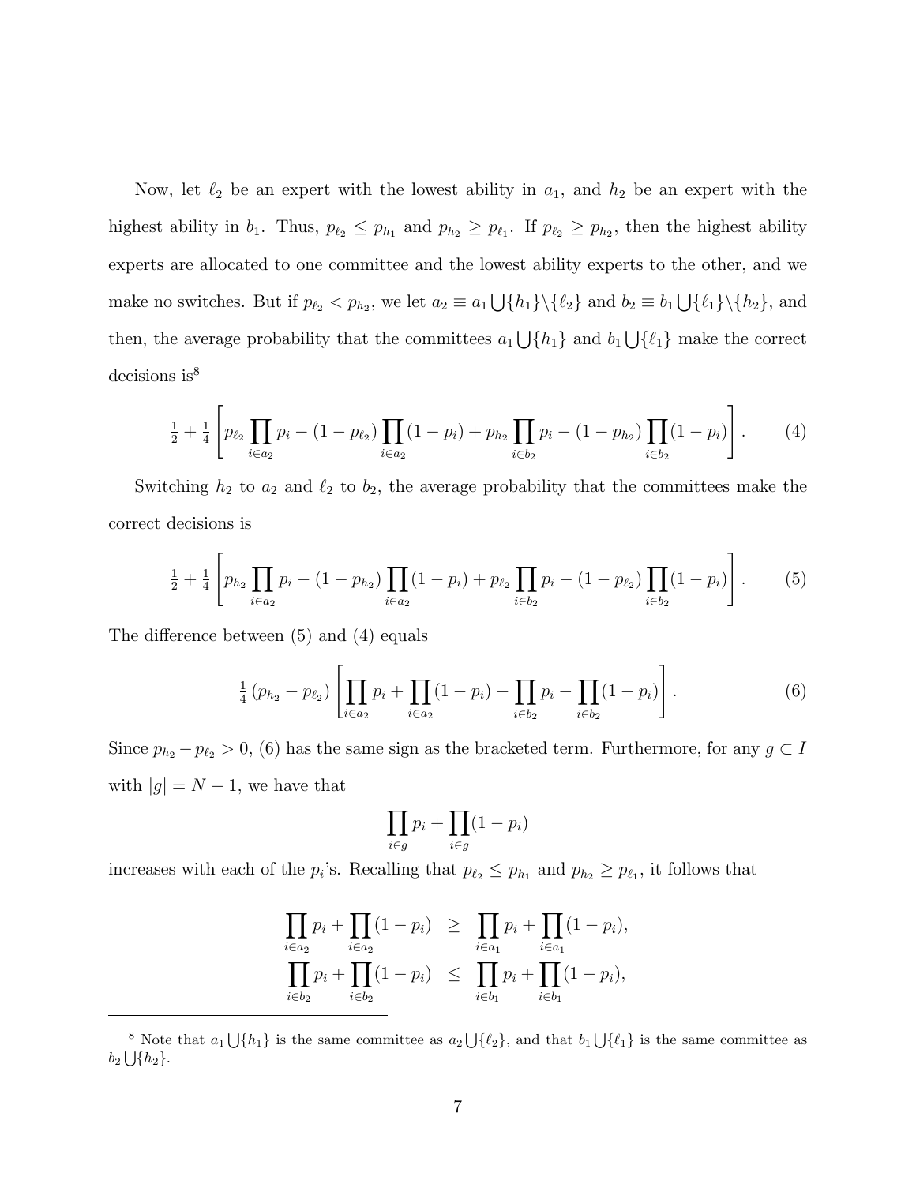Now, let $\ell_2$ be an expert with the lowest ability in $a_1$, and $h_2$ be an expert with the highest ability in $b_1$. Thus, $p_{\ell_2} \leq p_{h_1}$ and $p_{h_2} \geq p_{\ell_1}$. If $p_{\ell_2} \geq p_{h_2}$, then the highest ability experts are allocated to one committee and the lowest ability experts to the other, and we make no switches. But if $p_{\ell_2} < p_{h_2}$, we let $a_2 \equiv a_1 \bigcup \{h_1\} \backslash \{\ell_2\}$ and $b_2 \equiv b_1 \bigcup \{\ell_1\} \backslash \{h_2\}$, and then, the average probability that the committees $a_1 \bigcup \{h_1\}$ and $b_1 \bigcup \{\ell_1\}$ make the correct decisions is[8]

$$\tfrac{1}{2} + \tfrac{1}{4}\left[p_{\ell_2} \prod_{i \in a_2} p_i - (1 - p_{\ell_2}) \prod_{i \in a_2} (1 - p_i) + p_{h_2} \prod_{i \in b_2} p_i - (1 - p_{h_2}) \prod_{i \in b_2} (1 - p_i)\right]. \tag{4}$$

Switching $h_2$ to $a_2$ and $\ell_2$ to $b_2$, the average probability that the committees make the correct decisions is

$$\tfrac{1}{2} + \tfrac{1}{4}\left[p_{h_2} \prod_{i \in a_2} p_i - (1 - p_{h_2}) \prod_{i \in a_2} (1 - p_i) + p_{\ell_2} \prod_{i \in b_2} p_i - (1 - p_{\ell_2}) \prod_{i \in b_2} (1 - p_i)\right]. \tag{5}$$

The difference between (5) and (4) equals

$$\tfrac{1}{4}\left(p_{h_2} - p_{\ell_2}\right)\left[\prod_{i \in a_2} p_i + \prod_{i \in a_2} (1 - p_i) - \prod_{i \in b_2} p_i - \prod_{i \in b_2} (1 - p_i)\right]. \tag{6}$$

Since $p_{h_2} - p_{\ell_2} > 0$, (6) has the same sign as the bracketed term. Furthermore, for any $g \subset I$ with $|g| = N - 1$, we have that

$$\prod_{i \in g} p_i + \prod_{i \in g} (1 - p_i)$$

increases with each of the $p_i$'s. Recalling that $p_{\ell_2} \leq p_{h_1}$ and $p_{h_2} \geq p_{\ell_1}$, it follows that

$$\begin{aligned}
\prod_{i \in a_2} p_i + \prod_{i \in a_2} (1 - p_i) &\geq \prod_{i \in a_1} p_i + \prod_{i \in a_1} (1 - p_i), \\
\prod_{i \in b_2} p_i + \prod_{i \in b_2} (1 - p_i) &\leq \prod_{i \in b_1} p_i + \prod_{i \in b_1} (1 - p_i),
\end{aligned}$$

---

[8] Note that $a_1 \bigcup \{h_1\}$ is the same committee as $a_2 \bigcup \{\ell_2\}$, and that $b_1 \bigcup \{\ell_1\}$ is the same committee as $b_2 \bigcup \{h_2\}$.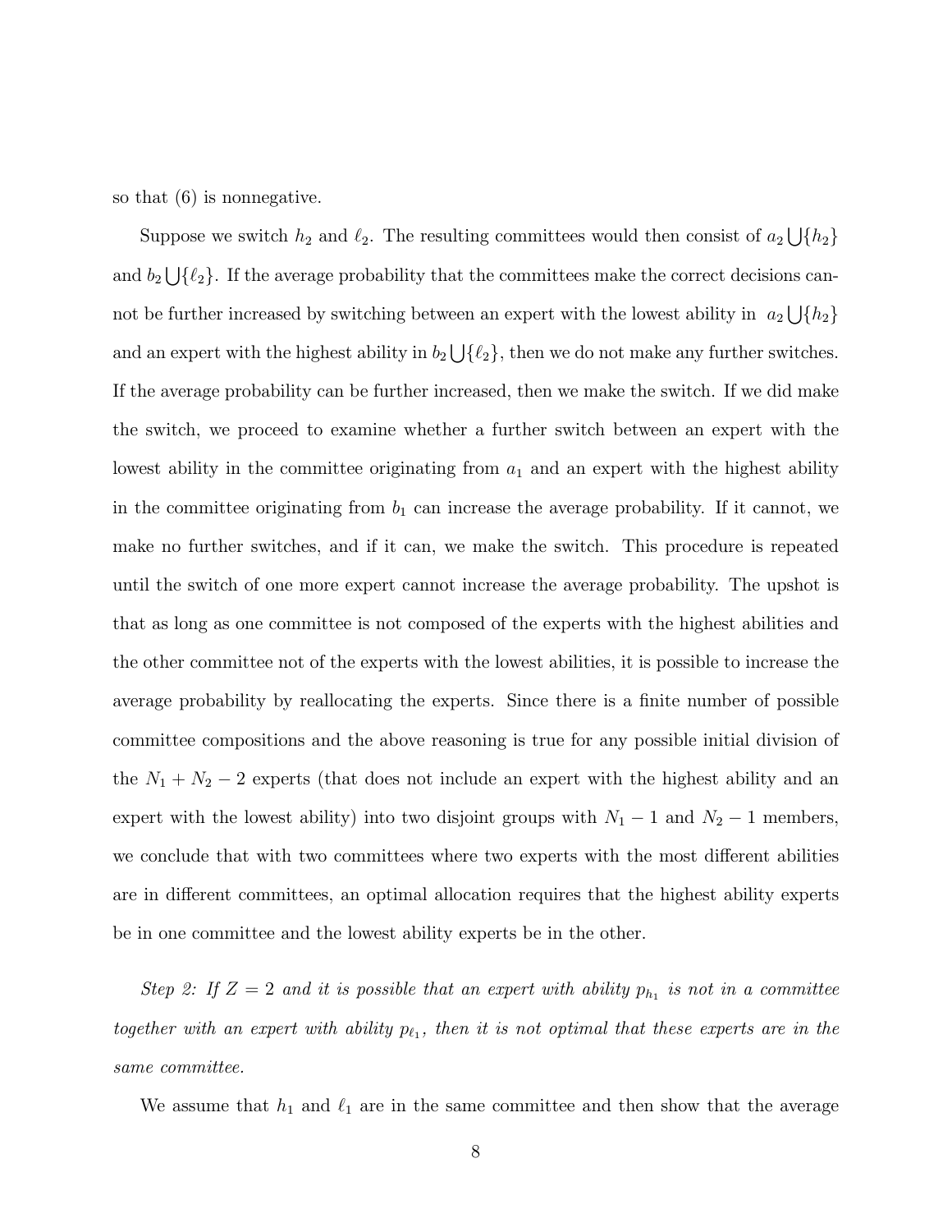so that (6) is nonnegative.

Suppose we switch $h_2$ and $\ell_2$. The resulting committees would then consist of $a_2 \bigcup \{h_2\}$ and $b_2 \bigcup \{\ell_2\}$. If the average probability that the committees make the correct decisions cannot be further increased by switching between an expert with the lowest ability in $a_2 \bigcup \{h_2\}$ and an expert with the highest ability in $b_2 \bigcup \{\ell_2\}$, then we do not make any further switches. If the average probability can be further increased, then we make the switch. If we did make the switch, we proceed to examine whether a further switch between an expert with the lowest ability in the committee originating from $a_1$ and an expert with the highest ability in the committee originating from $b_1$ can increase the average probability. If it cannot, we make no further switches, and if it can, we make the switch. This procedure is repeated until the switch of one more expert cannot increase the average probability. The upshot is that as long as one committee is not composed of the experts with the highest abilities and the other committee not of the experts with the lowest abilities, it is possible to increase the average probability by reallocating the experts. Since there is a finite number of possible committee compositions and the above reasoning is true for any possible initial division of the $N_1 + N_2 - 2$ experts (that does not include an expert with the highest ability and an expert with the lowest ability) into two disjoint groups with $N_1 - 1$ and $N_2 - 1$ members, we conclude that with two committees where two experts with the most different abilities are in different committees, an optimal allocation requires that the highest ability experts be in one committee and the lowest ability experts be in the other.

*Step 2: If $Z = 2$ and it is possible that an expert with ability $p_{h_1}$ is not in a committee together with an expert with ability $p_{\ell_1}$, then it is not optimal that these experts are in the same committee.*

We assume that $h_1$ and $\ell_1$ are in the same committee and then show that the average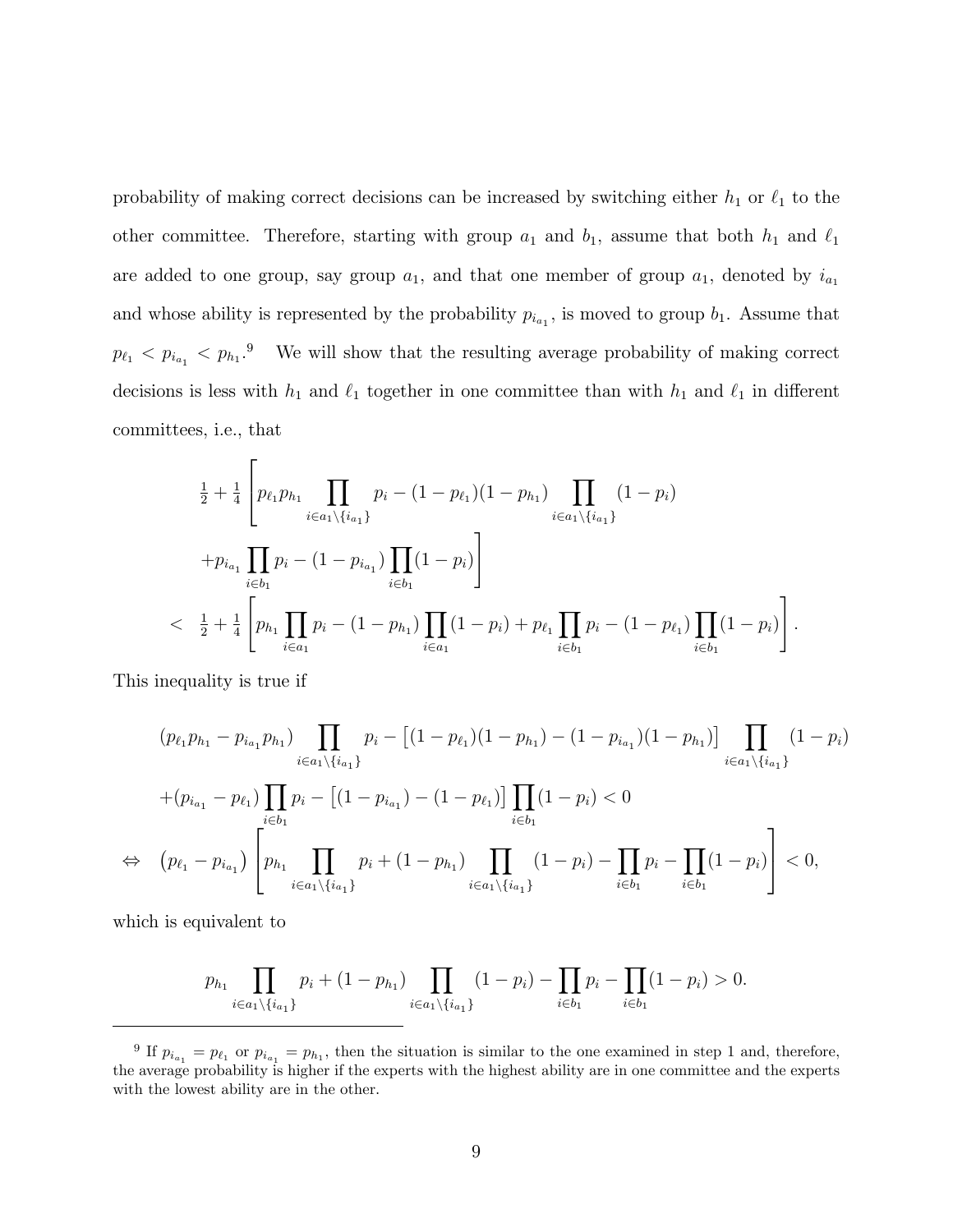probability of making correct decisions can be increased by switching either $h_1$ or $\ell_1$ to the other committee. Therefore, starting with group $a_1$ and $b_1$, assume that both $h_1$ and $\ell_1$ are added to one group, say group $a_1$, and that one member of group $a_1$, denoted by $i_{a_1}$ and whose ability is represented by the probability $p_{i_{a_1}}$, is moved to group $b_1$. Assume that $p_{\ell_1} < p_{i_{a_1}} < p_{h_1}$.[9] We will show that the resulting average probability of making correct decisions is less with $h_1$ and $\ell_1$ together in one committee than with $h_1$ and $\ell_1$ in different committees, i.e., that

$$
\begin{aligned}
& \tfrac{1}{2} + \tfrac{1}{4} \Bigg[ p_{\ell_1} p_{h_1} \prod_{i \in a_1 \setminus \{i_{a_1}\}} p_i - (1 - p_{\ell_1})(1 - p_{h_1}) \prod_{i \in a_1 \setminus \{i_{a_1}\}} (1 - p_i) \\
& \quad + p_{i_{a_1}} \prod_{i \in b_1} p_i - (1 - p_{i_{a_1}}) \prod_{i \in b_1} (1 - p_i) \Bigg] \\
< \;& \tfrac{1}{2} + \tfrac{1}{4} \Bigg[ p_{h_1} \prod_{i \in a_1} p_i - (1 - p_{h_1}) \prod_{i \in a_1} (1 - p_i) + p_{\ell_1} \prod_{i \in b_1} p_i - (1 - p_{\ell_1}) \prod_{i \in b_1} (1 - p_i) \Bigg].
\end{aligned}
$$

This inequality is true if

$$
\begin{aligned}
& (p_{\ell_1} p_{h_1} - p_{i_{a_1}} p_{h_1}) \prod_{i \in a_1 \setminus \{i_{a_1}\}} p_i - \left[ (1 - p_{\ell_1})(1 - p_{h_1}) - (1 - p_{i_{a_1}})(1 - p_{h_1}) \right] \prod_{i \in a_1 \setminus \{i_{a_1}\}} (1 - p_i) \\
& + (p_{i_{a_1}} - p_{\ell_1}) \prod_{i \in b_1} p_i - \left[ (1 - p_{i_{a_1}}) - (1 - p_{\ell_1}) \right] \prod_{i \in b_1} (1 - p_i) < 0 \\
\Leftrightarrow \quad & \left( p_{\ell_1} - p_{i_{a_1}} \right) \Bigg[ p_{h_1} \prod_{i \in a_1 \setminus \{i_{a_1}\}} p_i + (1 - p_{h_1}) \prod_{i \in a_1 \setminus \{i_{a_1}\}} (1 - p_i) - \prod_{i \in b_1} p_i - \prod_{i \in b_1} (1 - p_i) \Bigg] < 0,
\end{aligned}
$$

which is equivalent to

$$
p_{h_1} \prod_{i \in a_1 \setminus \{i_{a_1}\}} p_i + (1 - p_{h_1}) \prod_{i \in a_1 \setminus \{i_{a_1}\}} (1 - p_i) - \prod_{i \in b_1} p_i - \prod_{i \in b_1} (1 - p_i) > 0.
$$

---

[9] If $p_{i_{a_1}} = p_{\ell_1}$ or $p_{i_{a_1}} = p_{h_1}$, then the situation is similar to the one examined in step 1 and, therefore, the average probability is higher if the experts with the highest ability are in one committee and the experts with the lowest ability are in the other.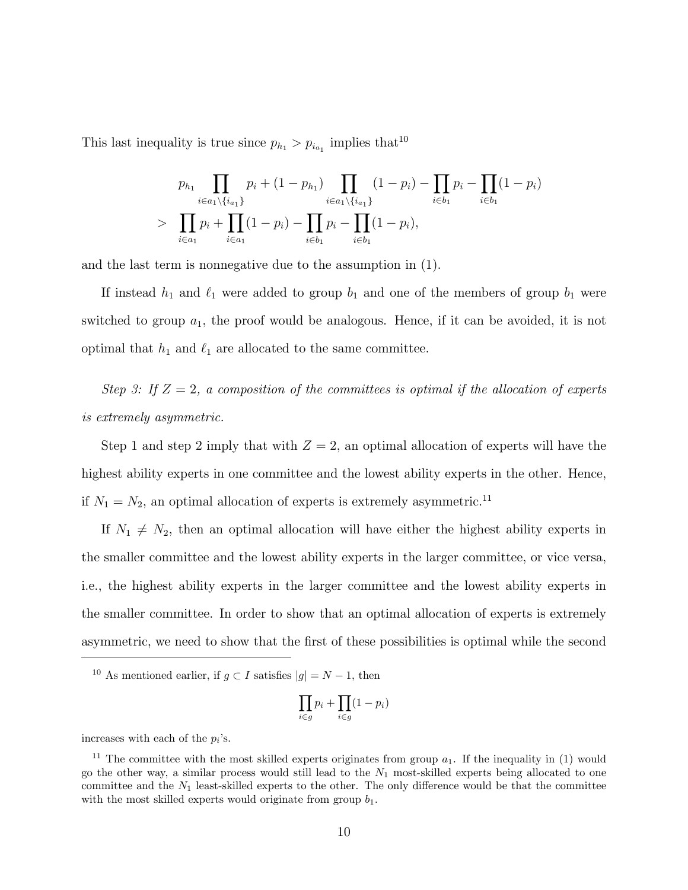This last inequality is true since $p_{h_1} > p_{i_{a_1}}$ implies that[10]

$$
\begin{aligned}
& p_{h_1} \prod_{i \in a_1 \setminus \{i_{a_1}\}} p_i + (1 - p_{h_1}) \prod_{i \in a_1 \setminus \{i_{a_1}\}} (1 - p_i) - \prod_{i \in b_1} p_i - \prod_{i \in b_1} (1 - p_i) \\
> \;& \prod_{i \in a_1} p_i + \prod_{i \in a_1} (1 - p_i) - \prod_{i \in b_1} p_i - \prod_{i \in b_1} (1 - p_i),
\end{aligned}
$$

and the last term is nonnegative due to the assumption in (1).

If instead $h_1$ and $\ell_1$ were added to group $b_1$ and one of the members of group $b_1$ were switched to group $a_1$, the proof would be analogous. Hence, if it can be avoided, it is not optimal that $h_1$ and $\ell_1$ are allocated to the same committee.

*Step 3: If $Z = 2$, a composition of the committees is optimal if the allocation of experts is extremely asymmetric.*

Step 1 and step 2 imply that with $Z = 2$, an optimal allocation of experts will have the highest ability experts in one committee and the lowest ability experts in the other. Hence, if $N_1 = N_2$, an optimal allocation of experts is extremely asymmetric.[11]

If $N_1 \neq N_2$, then an optimal allocation will have either the highest ability experts in the smaller committee and the lowest ability experts in the larger committee, or vice versa, i.e., the highest ability experts in the larger committee and the lowest ability experts in the smaller committee. In order to show that an optimal allocation of experts is extremely asymmetric, we need to show that the first of these possibilities is optimal while the second

---

[10] As mentioned earlier, if $g \subset I$ satisfies $|g| = N - 1$, then

$$
\prod_{i \in g} p_i + \prod_{i \in g} (1 - p_i)
$$

increases with each of the $p_i$'s.

[11] The committee with the most skilled experts originates from group $a_1$. If the inequality in (1) would go the other way, a similar process would still lead to the $N_1$ most-skilled experts being allocated to one committee and the $N_1$ least-skilled experts to the other. The only difference would be that the committee with the most skilled experts would originate from group $b_1$.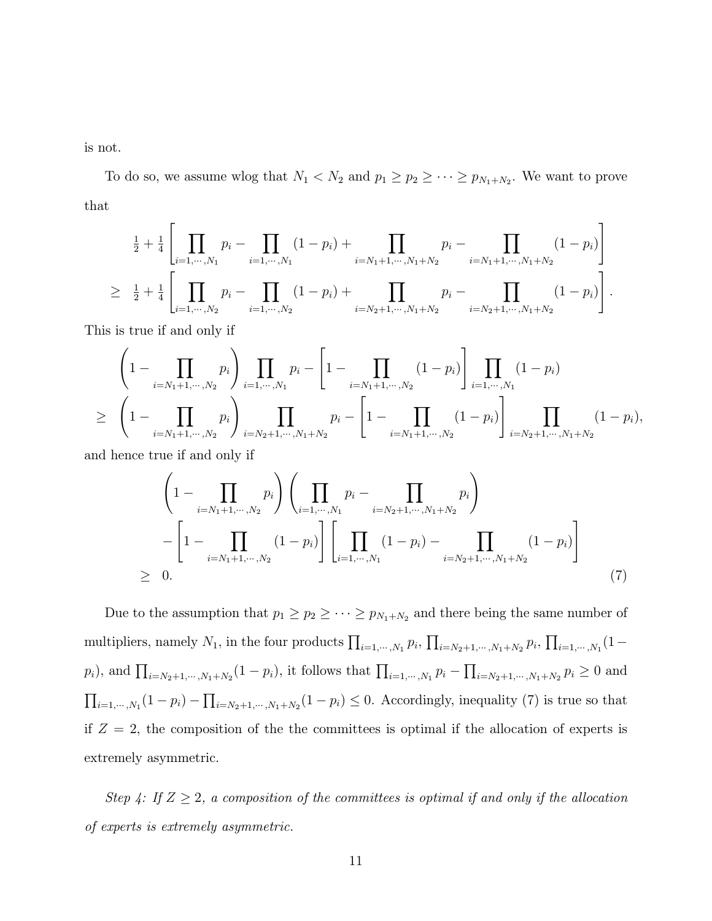is not.

To do so, we assume wlog that $N_1 < N_2$ and $p_1 \geq p_2 \geq \cdots \geq p_{N_1+N_2}$. We want to prove that

$$
\begin{aligned}
& \tfrac{1}{2} + \tfrac{1}{4}\left[\prod_{i=1,\cdots,N_1} p_i - \prod_{i=1,\cdots,N_1}(1-p_i) + \prod_{i=N_1+1,\cdots,N_1+N_2} p_i - \prod_{i=N_1+1,\cdots,N_1+N_2}(1-p_i)\right] \\
\geq \;& \tfrac{1}{2} + \tfrac{1}{4}\left[\prod_{i=1,\cdots,N_2} p_i - \prod_{i=1,\cdots,N_2}(1-p_i) + \prod_{i=N_2+1,\cdots,N_1+N_2} p_i - \prod_{i=N_2+1,\cdots,N_1+N_2}(1-p_i)\right].
\end{aligned}
$$

This is true if and only if

$$
\begin{aligned}
& \left(1 - \prod_{i=N_1+1,\cdots,N_2} p_i\right) \prod_{i=1,\cdots,N_1} p_i - \left[1 - \prod_{i=N_1+1,\cdots,N_2}(1-p_i)\right] \prod_{i=1,\cdots,N_1}(1-p_i) \\
\geq \;& \left(1 - \prod_{i=N_1+1,\cdots,N_2} p_i\right) \prod_{i=N_2+1,\cdots,N_1+N_2} p_i - \left[1 - \prod_{i=N_1+1,\cdots,N_2}(1-p_i)\right] \prod_{i=N_2+1,\cdots,N_1+N_2}(1-p_i),
\end{aligned}
$$

and hence true if and only if

$$
\begin{aligned}
& \left(1 - \prod_{i=N_1+1,\cdots,N_2} p_i\right)\left(\prod_{i=1,\cdots,N_1} p_i - \prod_{i=N_2+1,\cdots,N_1+N_2} p_i\right) \\
& - \left[1 - \prod_{i=N_1+1,\cdots,N_2}(1-p_i)\right]\left[\prod_{i=1,\cdots,N_1}(1-p_i) - \prod_{i=N_2+1,\cdots,N_1+N_2}(1-p_i)\right] \\
\geq \;& 0. 
\end{aligned} \tag{7}
$$

Due to the assumption that $p_1 \geq p_2 \geq \cdots \geq p_{N_1+N_2}$ and there being the same number of multipliers, namely $N_1$, in the four products $\prod_{i=1,\cdots,N_1} p_i$, $\prod_{i=N_2+1,\cdots,N_1+N_2} p_i$, $\prod_{i=1,\cdots,N_1}(1-p_i)$, and $\prod_{i=N_2+1,\cdots,N_1+N_2}(1-p_i)$, it follows that $\prod_{i=1,\cdots,N_1} p_i - \prod_{i=N_2+1,\cdots,N_1+N_2} p_i \geq 0$ and $\prod_{i=1,\cdots,N_1}(1-p_i) - \prod_{i=N_2+1,\cdots,N_1+N_2}(1-p_i) \leq 0$. Accordingly, inequality (7) is true so that if $Z = 2$, the composition of the the committees is optimal if the allocation of experts is extremely asymmetric.

*Step 4: If $Z \geq 2$, a composition of the committees is optimal if and only if the allocation of experts is extremely asymmetric.*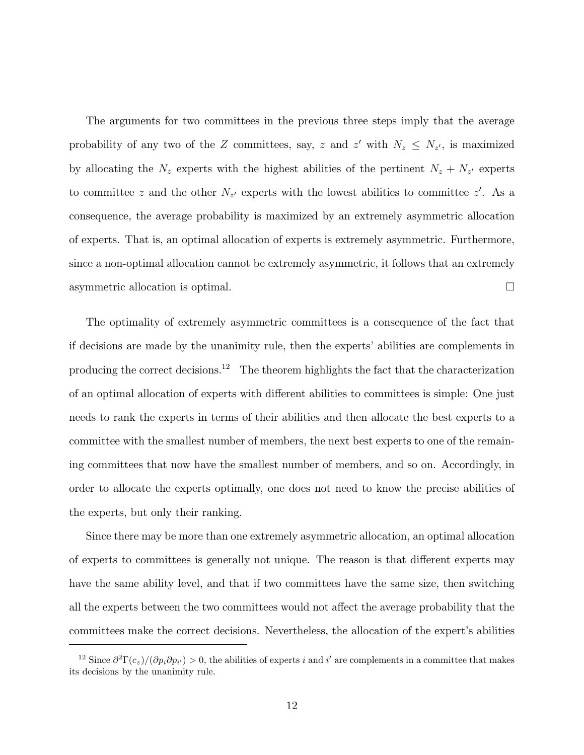The arguments for two committees in the previous three steps imply that the average probability of any two of the $Z$ committees, say, $z$ and $z'$ with $N_z \leq N_{z'}$, is maximized by allocating the $N_z$ experts with the highest abilities of the pertinent $N_z + N_{z'}$ experts to committee $z$ and the other $N_{z'}$ experts with the lowest abilities to committee $z'$. As a consequence, the average probability is maximized by an extremely asymmetric allocation of experts. That is, an optimal allocation of experts is extremely asymmetric. Furthermore, since a non-optimal allocation cannot be extremely asymmetric, it follows that an extremely asymmetric allocation is optimal. □

The optimality of extremely asymmetric committees is a consequence of the fact that if decisions are made by the unanimity rule, then the experts' abilities are complements in producing the correct decisions.[12] The theorem highlights the fact that the characterization of an optimal allocation of experts with different abilities to committees is simple: One just needs to rank the experts in terms of their abilities and then allocate the best experts to a committee with the smallest number of members, the next best experts to one of the remaining committees that now have the smallest number of members, and so on. Accordingly, in order to allocate the experts optimally, one does not need to know the precise abilities of the experts, but only their ranking.

Since there may be more than one extremely asymmetric allocation, an optimal allocation of experts to committees is generally not unique. The reason is that different experts may have the same ability level, and that if two committees have the same size, then switching all the experts between the two committees would not affect the average probability that the committees make the correct decisions. Nevertheless, the allocation of the expert's abilities

[12] Since $\partial^2\Gamma(c_z)/(\partial p_i \partial p_{i'}) > 0$, the abilities of experts $i$ and $i'$ are complements in a committee that makes its decisions by the unanimity rule.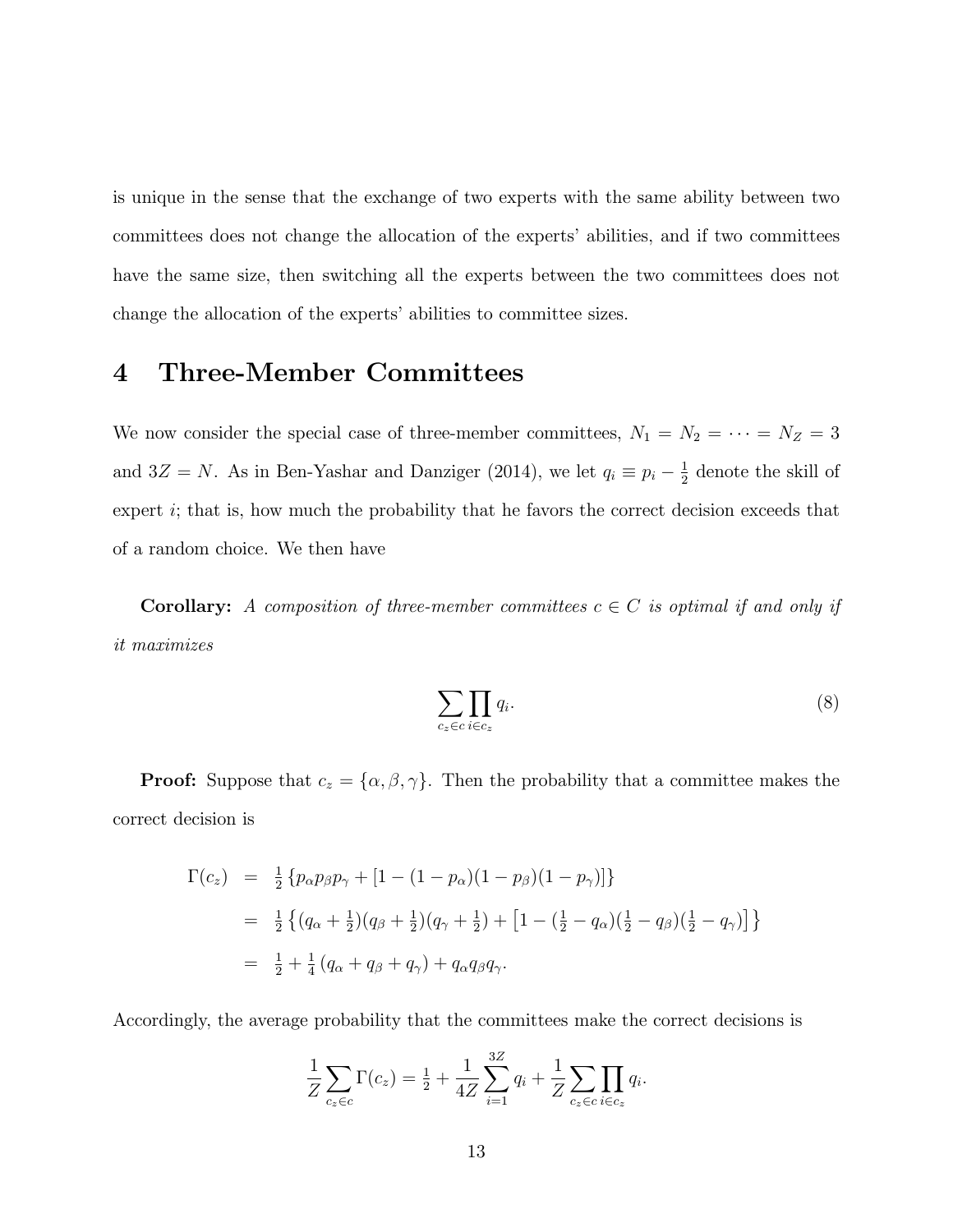is unique in the sense that the exchange of two experts with the same ability between two committees does not change the allocation of the experts' abilities, and if two committees have the same size, then switching all the experts between the two committees does not change the allocation of the experts' abilities to committee sizes.

# 4 Three-Member Committees

We now consider the special case of three-member committees, $N_1 = N_2 = \cdots = N_Z = 3$ and $3Z = N$. As in Ben-Yashar and Danziger (2014), we let $q_i \equiv p_i - \frac{1}{2}$ denote the skill of expert $i$; that is, how much the probability that he favors the correct decision exceeds that of a random choice. We then have

**Corollary:** *A composition of three-member committees $c \in C$ is optimal if and only if it maximizes*

$$\sum_{c_z \in c} \prod_{i \in c_z} q_i. \tag{8}$$

**Proof:** Suppose that $c_z = \{\alpha, \beta, \gamma\}$. Then the probability that a committee makes the correct decision is

$$\begin{aligned}
\Gamma(c_z) &= \tfrac{1}{2}\left\{p_\alpha p_\beta p_\gamma + [1 - (1-p_\alpha)(1-p_\beta)(1-p_\gamma)]\right\} \\
&= \tfrac{1}{2}\left\{(q_\alpha + \tfrac{1}{2})(q_\beta + \tfrac{1}{2})(q_\gamma + \tfrac{1}{2}) + \left[1 - (\tfrac{1}{2} - q_\alpha)(\tfrac{1}{2} - q_\beta)(\tfrac{1}{2} - q_\gamma)\right]\right\} \\
&= \tfrac{1}{2} + \tfrac{1}{4}\left(q_\alpha + q_\beta + q_\gamma\right) + q_\alpha q_\beta q_\gamma.
\end{aligned}$$

Accordingly, the average probability that the committees make the correct decisions is

$$\frac{1}{Z}\sum_{c_z \in c} \Gamma(c_z) = \tfrac{1}{2} + \frac{1}{4Z}\sum_{i=1}^{3Z} q_i + \frac{1}{Z}\sum_{c_z \in c}\prod_{i \in c_z} q_i.$$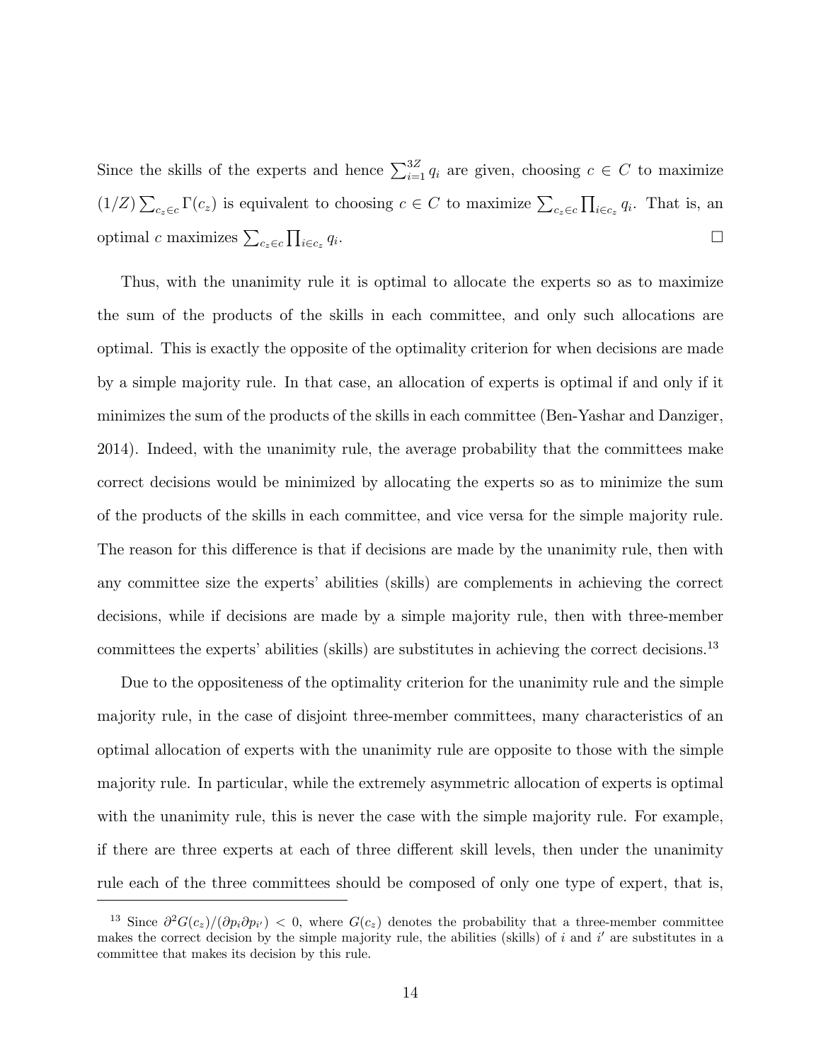Since the skills of the experts and hence $\sum_{i=1}^{3Z} q_i$ are given, choosing $c \in C$ to maximize $(1/Z)\sum_{c_z \in c} \Gamma(c_z)$ is equivalent to choosing $c \in C$ to maximize $\sum_{c_z \in c} \prod_{i \in c_z} q_i$. That is, an optimal $c$ maximizes $\sum_{c_z \in c} \prod_{i \in c_z} q_i$. □

Thus, with the unanimity rule it is optimal to allocate the experts so as to maximize the sum of the products of the skills in each committee, and only such allocations are optimal. This is exactly the opposite of the optimality criterion for when decisions are made by a simple majority rule. In that case, an allocation of experts is optimal if and only if it minimizes the sum of the products of the skills in each committee (Ben-Yashar and Danziger, 2014). Indeed, with the unanimity rule, the average probability that the committees make correct decisions would be minimized by allocating the experts so as to minimize the sum of the products of the skills in each committee, and vice versa for the simple majority rule. The reason for this difference is that if decisions are made by the unanimity rule, then with any committee size the experts' abilities (skills) are complements in achieving the correct decisions, while if decisions are made by a simple majority rule, then with three-member committees the experts' abilities (skills) are substitutes in achieving the correct decisions.[13]

Due to the oppositeness of the optimality criterion for the unanimity rule and the simple majority rule, in the case of disjoint three-member committees, many characteristics of an optimal allocation of experts with the unanimity rule are opposite to those with the simple majority rule. In particular, while the extremely asymmetric allocation of experts is optimal with the unanimity rule, this is never the case with the simple majority rule. For example, if there are three experts at each of three different skill levels, then under the unanimity rule each of the three committees should be composed of only one type of expert, that is,

[13] Since $\partial^2 G(c_z)/(\partial p_i \partial p_{i'}) < 0$, where $G(c_z)$ denotes the probability that a three-member committee makes the correct decision by the simple majority rule, the abilities (skills) of $i$ and $i'$ are substitutes in a committee that makes its decision by this rule.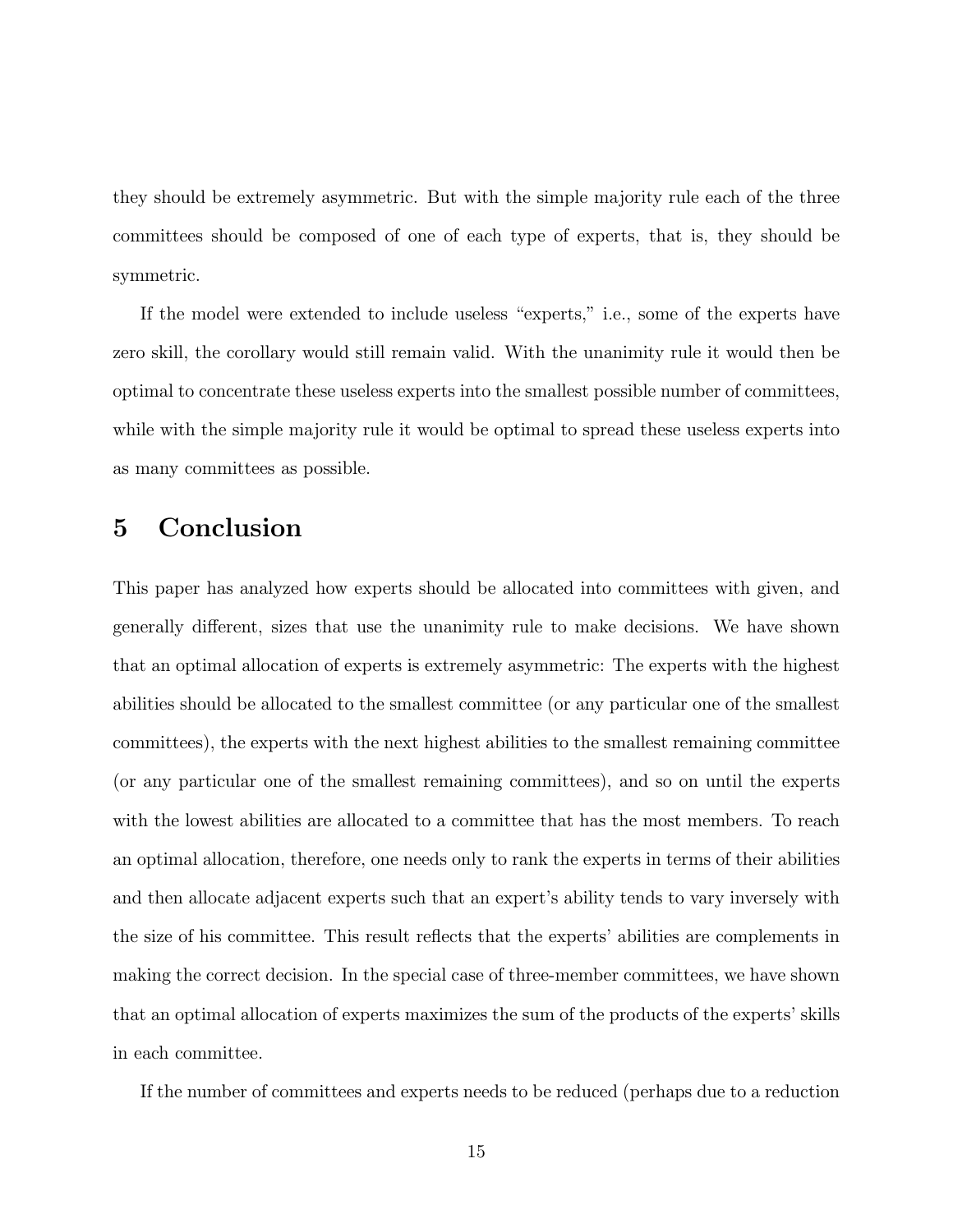they should be extremely asymmetric. But with the simple majority rule each of the three committees should be composed of one of each type of experts, that is, they should be symmetric.

If the model were extended to include useless "experts," i.e., some of the experts have zero skill, the corollary would still remain valid. With the unanimity rule it would then be optimal to concentrate these useless experts into the smallest possible number of committees, while with the simple majority rule it would be optimal to spread these useless experts into as many committees as possible.

# 5 Conclusion

This paper has analyzed how experts should be allocated into committees with given, and generally different, sizes that use the unanimity rule to make decisions. We have shown that an optimal allocation of experts is extremely asymmetric: The experts with the highest abilities should be allocated to the smallest committee (or any particular one of the smallest committees), the experts with the next highest abilities to the smallest remaining committee (or any particular one of the smallest remaining committees), and so on until the experts with the lowest abilities are allocated to a committee that has the most members. To reach an optimal allocation, therefore, one needs only to rank the experts in terms of their abilities and then allocate adjacent experts such that an expert's ability tends to vary inversely with the size of his committee. This result reflects that the experts' abilities are complements in making the correct decision. In the special case of three-member committees, we have shown that an optimal allocation of experts maximizes the sum of the products of the experts' skills in each committee.

If the number of committees and experts needs to be reduced (perhaps due to a reduction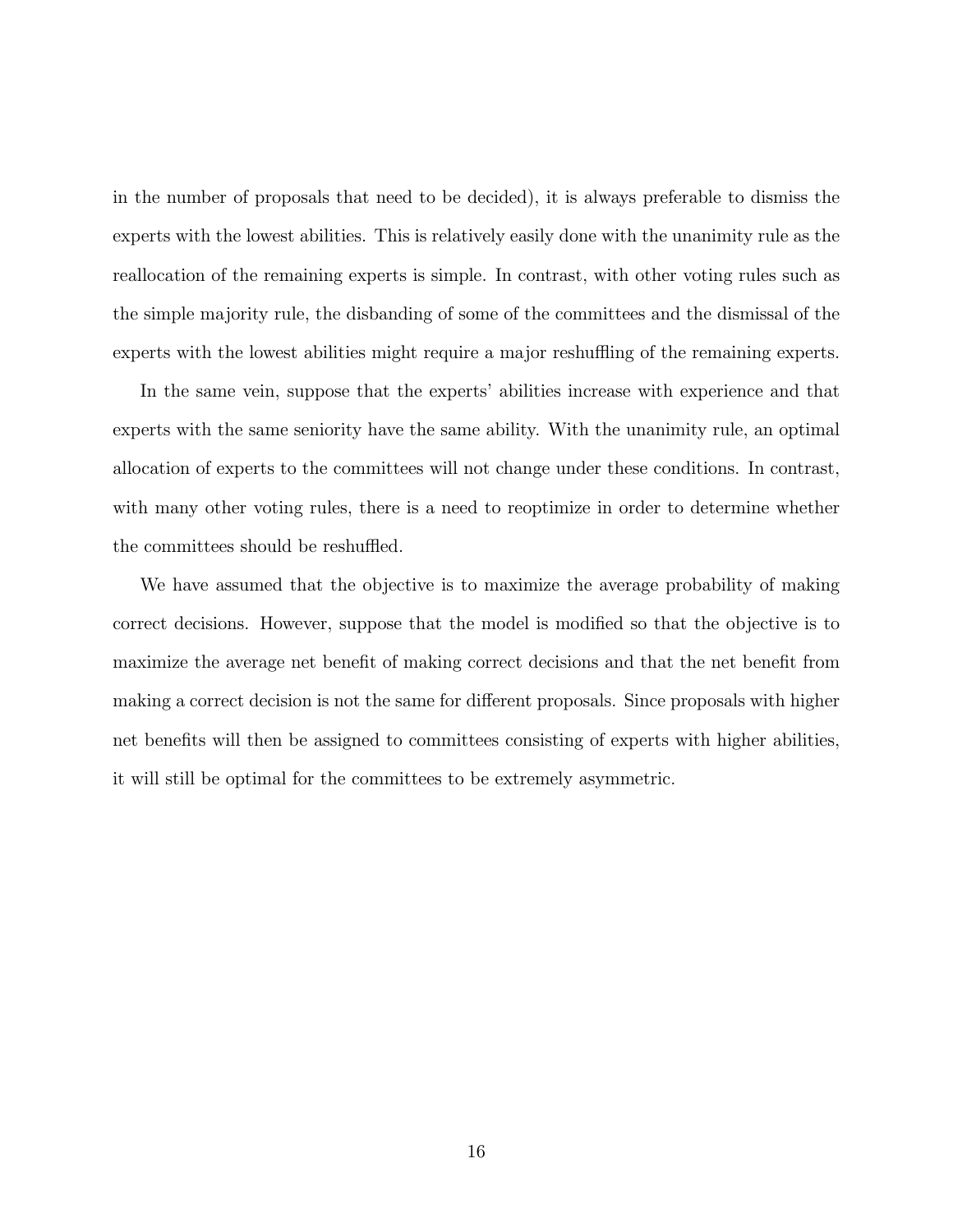in the number of proposals that need to be decided), it is always preferable to dismiss the experts with the lowest abilities. This is relatively easily done with the unanimity rule as the reallocation of the remaining experts is simple. In contrast, with other voting rules such as the simple majority rule, the disbanding of some of the committees and the dismissal of the experts with the lowest abilities might require a major reshuffling of the remaining experts.

In the same vein, suppose that the experts' abilities increase with experience and that experts with the same seniority have the same ability. With the unanimity rule, an optimal allocation of experts to the committees will not change under these conditions. In contrast, with many other voting rules, there is a need to reoptimize in order to determine whether the committees should be reshuffled.

We have assumed that the objective is to maximize the average probability of making correct decisions. However, suppose that the model is modified so that the objective is to maximize the average net benefit of making correct decisions and that the net benefit from making a correct decision is not the same for different proposals. Since proposals with higher net benefits will then be assigned to committees consisting of experts with higher abilities, it will still be optimal for the committees to be extremely asymmetric.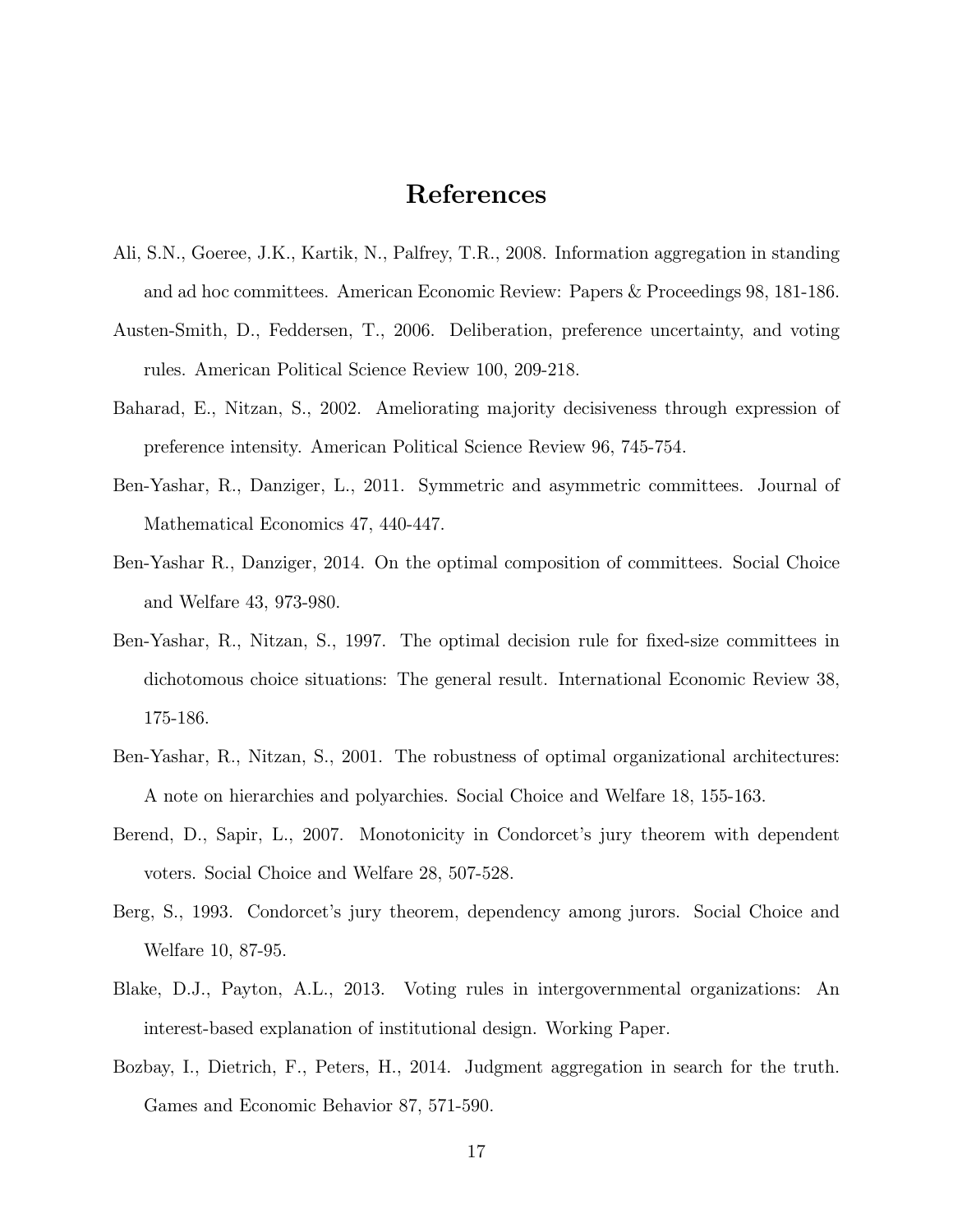# References

Ali, S.N., Goeree, J.K., Kartik, N., Palfrey, T.R., 2008. Information aggregation in standing and ad hoc committees. American Economic Review: Papers & Proceedings 98, 181-186.

Austen-Smith, D., Feddersen, T., 2006. Deliberation, preference uncertainty, and voting rules. American Political Science Review 100, 209-218.

Baharad, E., Nitzan, S., 2002. Ameliorating majority decisiveness through expression of preference intensity. American Political Science Review 96, 745-754.

Ben-Yashar, R., Danziger, L., 2011. Symmetric and asymmetric committees. Journal of Mathematical Economics 47, 440-447.

Ben-Yashar R., Danziger, 2014. On the optimal composition of committees. Social Choice and Welfare 43, 973-980.

Ben-Yashar, R., Nitzan, S., 1997. The optimal decision rule for fixed-size committees in dichotomous choice situations: The general result. International Economic Review 38, 175-186.

Ben-Yashar, R., Nitzan, S., 2001. The robustness of optimal organizational architectures: A note on hierarchies and polyarchies. Social Choice and Welfare 18, 155-163.

Berend, D., Sapir, L., 2007. Monotonicity in Condorcet's jury theorem with dependent voters. Social Choice and Welfare 28, 507-528.

Berg, S., 1993. Condorcet's jury theorem, dependency among jurors. Social Choice and Welfare 10, 87-95.

Blake, D.J., Payton, A.L., 2013. Voting rules in intergovernmental organizations: An interest-based explanation of institutional design. Working Paper.

Bozbay, I., Dietrich, F., Peters, H., 2014. Judgment aggregation in search for the truth. Games and Economic Behavior 87, 571-590.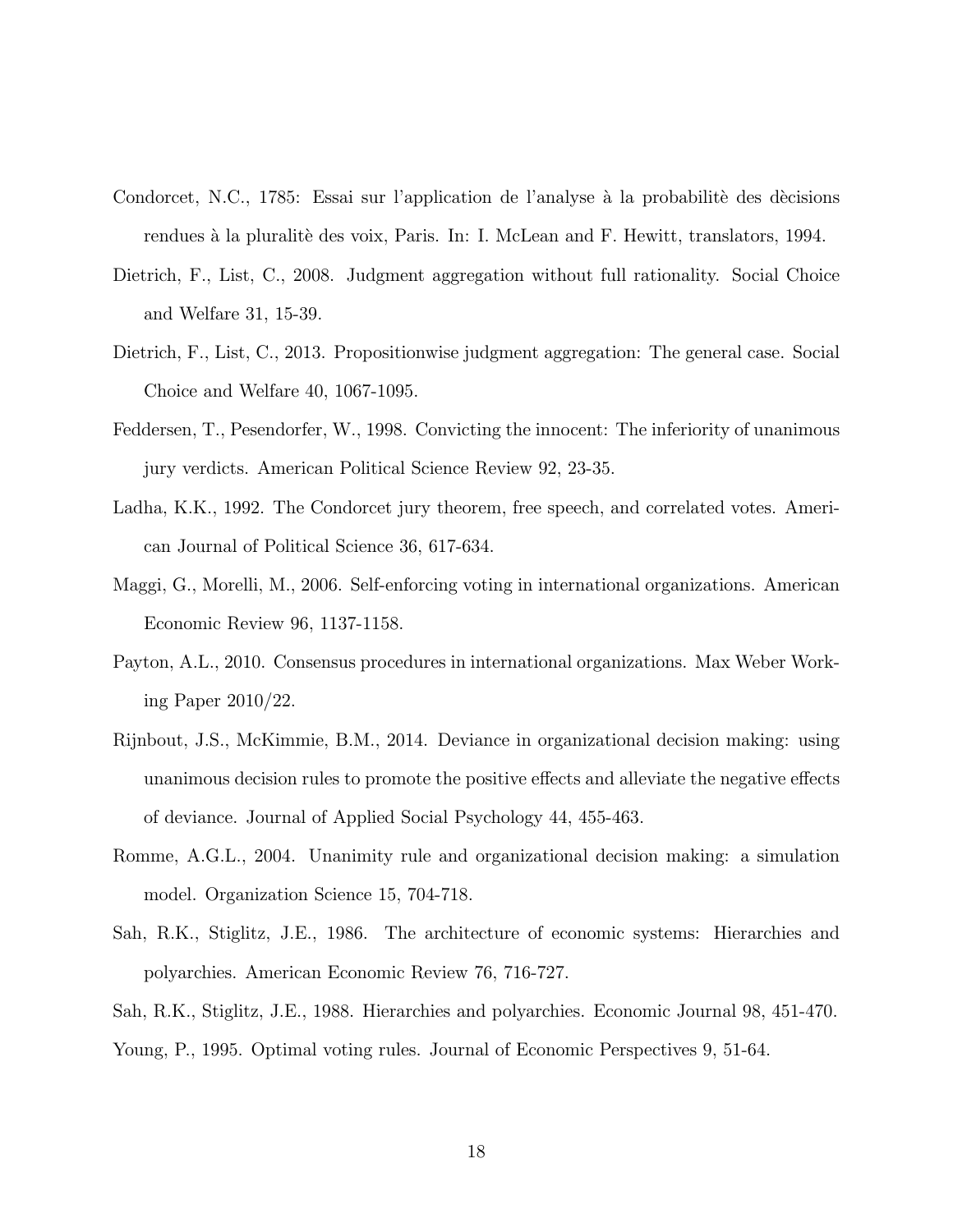Condorcet, N.C., 1785: Essai sur l'application de l'analyse à la probabilitè des dècisions rendues à la pluralitè des voix, Paris. In: I. McLean and F. Hewitt, translators, 1994.

Dietrich, F., List, C., 2008. Judgment aggregation without full rationality. Social Choice and Welfare 31, 15-39.

Dietrich, F., List, C., 2013. Propositionwise judgment aggregation: The general case. Social Choice and Welfare 40, 1067-1095.

Feddersen, T., Pesendorfer, W., 1998. Convicting the innocent: The inferiority of unanimous jury verdicts. American Political Science Review 92, 23-35.

Ladha, K.K., 1992. The Condorcet jury theorem, free speech, and correlated votes. American Journal of Political Science 36, 617-634.

Maggi, G., Morelli, M., 2006. Self-enforcing voting in international organizations. American Economic Review 96, 1137-1158.

Payton, A.L., 2010. Consensus procedures in international organizations. Max Weber Working Paper 2010/22.

Rijnbout, J.S., McKimmie, B.M., 2014. Deviance in organizational decision making: using unanimous decision rules to promote the positive effects and alleviate the negative effects of deviance. Journal of Applied Social Psychology 44, 455-463.

Romme, A.G.L., 2004. Unanimity rule and organizational decision making: a simulation model. Organization Science 15, 704-718.

Sah, R.K., Stiglitz, J.E., 1986. The architecture of economic systems: Hierarchies and polyarchies. American Economic Review 76, 716-727.

Sah, R.K., Stiglitz, J.E., 1988. Hierarchies and polyarchies. Economic Journal 98, 451-470.

Young, P., 1995. Optimal voting rules. Journal of Economic Perspectives 9, 51-64.